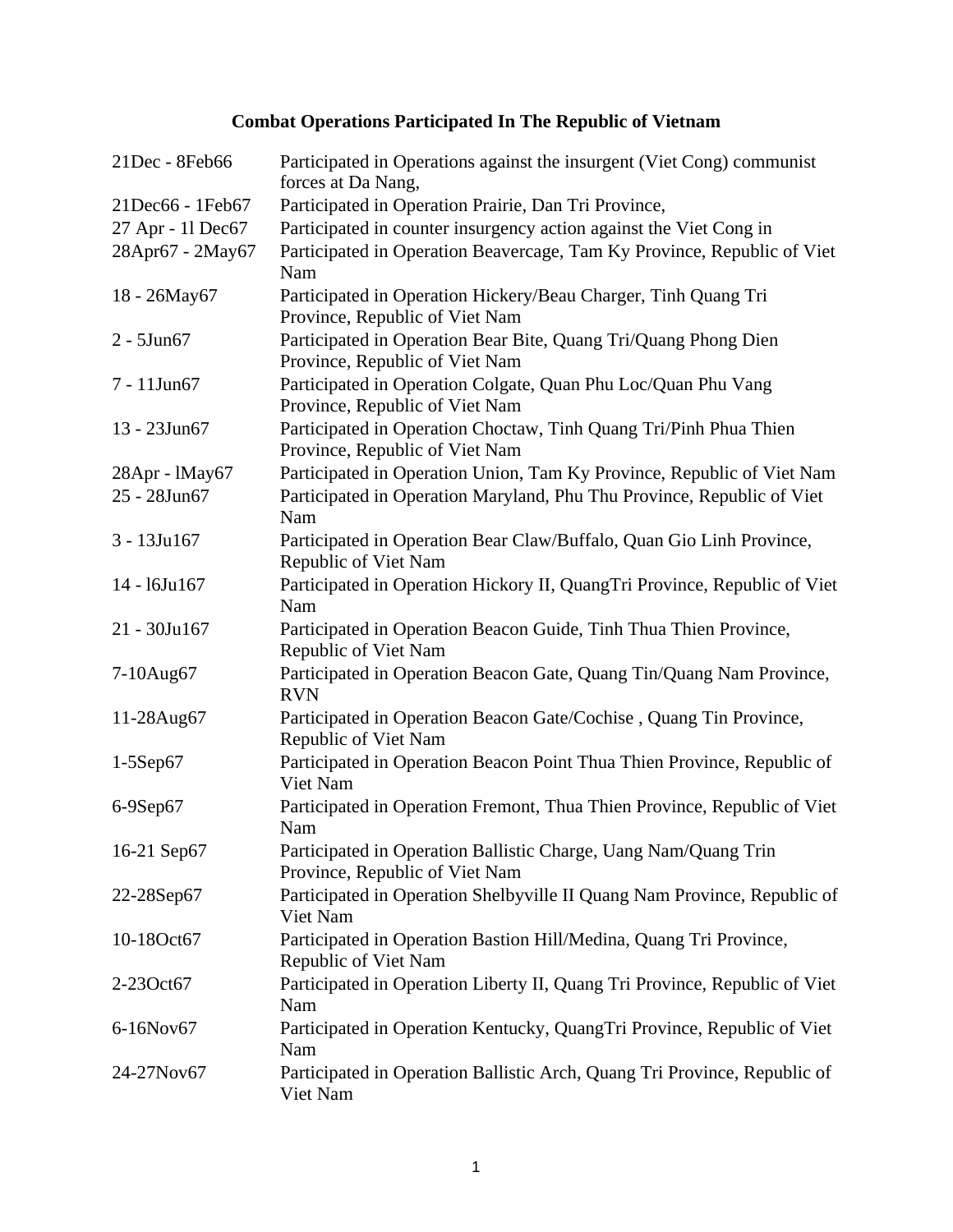# Combat Operations Participated In The Republic of Vietnam

| | |
|---|---|
| 21Dec - 8Feb66 | Participated in Operations against the insurgent (Viet Cong) communist forces at Da Nang, |
| 21Dec66 - 1Feb67 | Participated in Operation Prairie, Dan Tri Province, |
| 27 Apr - 1l Dec67 | Participated in counter insurgency action against the Viet Cong in |
| 28Apr67 - 2May67 | Participated in Operation Beavercage, Tam Ky Province, Republic of Viet Nam |
| 18 - 26May67 | Participated in Operation Hickery/Beau Charger, Tinh Quang Tri Province, Republic of Viet Nam |
| 2 - 5Jun67 | Participated in Operation Bear Bite, Quang Tri/Quang Phong Dien Province, Republic of Viet Nam |
| 7 - 11Jun67 | Participated in Operation Colgate, Quan Phu Loc/Quan Phu Vang Province, Republic of Viet Nam |
| 13 - 23Jun67 | Participated in Operation Choctaw, Tinh Quang Tri/Pinh Phua Thien Province, Republic of Viet Nam |
| 28Apr - lMay67 | Participated in Operation Union, Tam Ky Province, Republic of Viet Nam |
| 25 - 28Jun67 | Participated in Operation Maryland, Phu Thu Province, Republic of Viet Nam |
| 3 - 13Ju167 | Participated in Operation Bear Claw/Buffalo, Quan Gio Linh Province, Republic of Viet Nam |
| 14 - l6Ju167 | Participated in Operation Hickory II, QuangTri Province, Republic of Viet Nam |
| 21 - 30Ju167 | Participated in Operation Beacon Guide, Tinh Thua Thien Province, Republic of Viet Nam |
| 7-10Aug67 | Participated in Operation Beacon Gate, Quang Tin/Quang Nam Province, RVN |
| 11-28Aug67 | Participated in Operation Beacon Gate/Cochise , Quang Tin Province, Republic of Viet Nam |
| 1-5Sep67 | Participated in Operation Beacon Point Thua Thien Province, Republic of Viet Nam |
| 6-9Sep67 | Participated in Operation Fremont, Thua Thien Province, Republic of Viet Nam |
| 16-21 Sep67 | Participated in Operation Ballistic Charge, Uang Nam/Quang Trin Province, Republic of Viet Nam |
| 22-28Sep67 | Participated in Operation Shelbyville II Quang Nam Province, Republic of Viet Nam |
| 10-18Oct67 | Participated in Operation Bastion Hill/Medina, Quang Tri Province, Republic of Viet Nam |
| 2-23Oct67 | Participated in Operation Liberty II, Quang Tri Province, Republic of Viet Nam |
| 6-16Nov67 | Participated in Operation Kentucky, QuangTri Province, Republic of Viet Nam |
| 24-27Nov67 | Participated in Operation Ballistic Arch, Quang Tri Province, Republic of Viet Nam |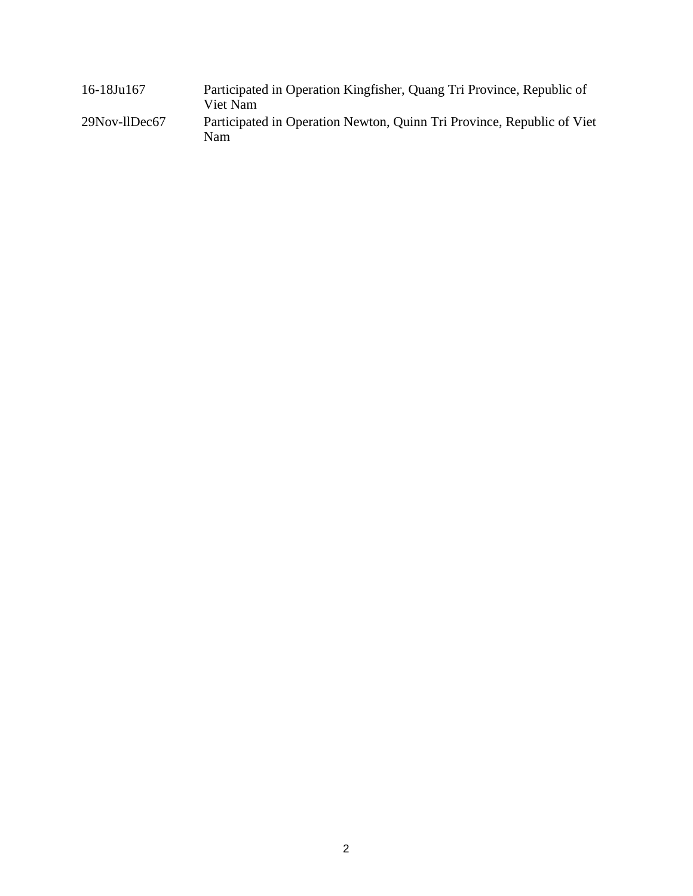| | |
|---|---|
| 16-18Ju167 | Participated in Operation Kingfisher, Quang Tri Province, Republic of Viet Nam |
| 29Nov-llDec67 | Participated in Operation Newton, Quinn Tri Province, Republic of Viet Nam |